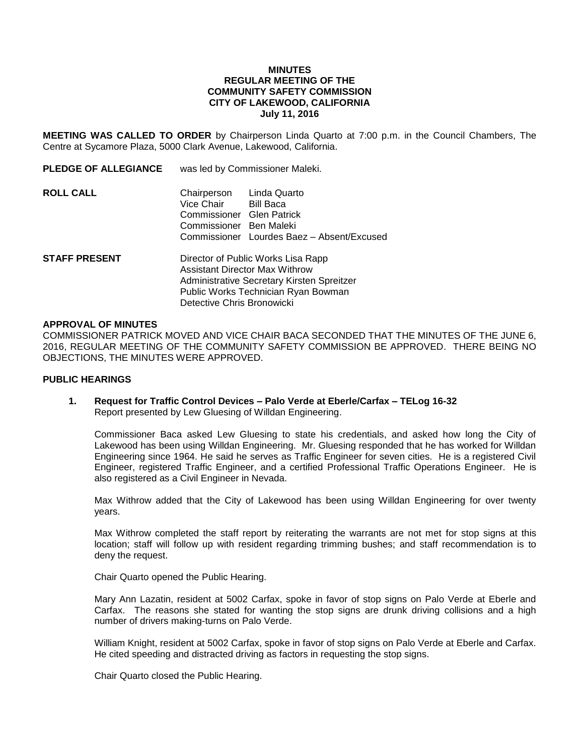**MINUTES**
**REGULAR MEETING OF THE**
**COMMUNITY SAFETY COMMISSION**
**CITY OF LAKEWOOD, CALIFORNIA**
**July 11, 2016**

**MEETING WAS CALLED TO ORDER** by Chairperson Linda Quarto at 7:00 p.m. in the Council Chambers, The Centre at Sycamore Plaza, 5000 Clark Avenue, Lakewood, California.

**PLEDGE OF ALLEGIANCE** was led by Commissioner Maleki.

**ROLL CALL**

Chairperson Linda Quarto
Vice Chair Bill Baca
Commissioner Glen Patrick
Commissioner Ben Maleki
Commissioner Lourdes Baez – Absent/Excused

**STAFF PRESENT**

Director of Public Works Lisa Rapp
Assistant Director Max Withrow
Administrative Secretary Kirsten Spreitzer
Public Works Technician Ryan Bowman
Detective Chris Bronowicki

**APPROVAL OF MINUTES**

COMMISSIONER PATRICK MOVED AND VICE CHAIR BACA SECONDED THAT THE MINUTES OF THE JUNE 6, 2016, REGULAR MEETING OF THE COMMUNITY SAFETY COMMISSION BE APPROVED. THERE BEING NO OBJECTIONS, THE MINUTES WERE APPROVED.

**PUBLIC HEARINGS**

**1. Request for Traffic Control Devices – Palo Verde at Eberle/Carfax – TELog 16-32**
Report presented by Lew Gluesing of Willdan Engineering.

Commissioner Baca asked Lew Gluesing to state his credentials, and asked how long the City of Lakewood has been using Willdan Engineering. Mr. Gluesing responded that he has worked for Willdan Engineering since 1964. He said he serves as Traffic Engineer for seven cities. He is a registered Civil Engineer, registered Traffic Engineer, and a certified Professional Traffic Operations Engineer. He is also registered as a Civil Engineer in Nevada.

Max Withrow added that the City of Lakewood has been using Willdan Engineering for over twenty years.

Max Withrow completed the staff report by reiterating the warrants are not met for stop signs at this location; staff will follow up with resident regarding trimming bushes; and staff recommendation is to deny the request.

Chair Quarto opened the Public Hearing.

Mary Ann Lazatin, resident at 5002 Carfax, spoke in favor of stop signs on Palo Verde at Eberle and Carfax. The reasons she stated for wanting the stop signs are drunk driving collisions and a high number of drivers making-turns on Palo Verde.

William Knight, resident at 5002 Carfax, spoke in favor of stop signs on Palo Verde at Eberle and Carfax. He cited speeding and distracted driving as factors in requesting the stop signs.

Chair Quarto closed the Public Hearing.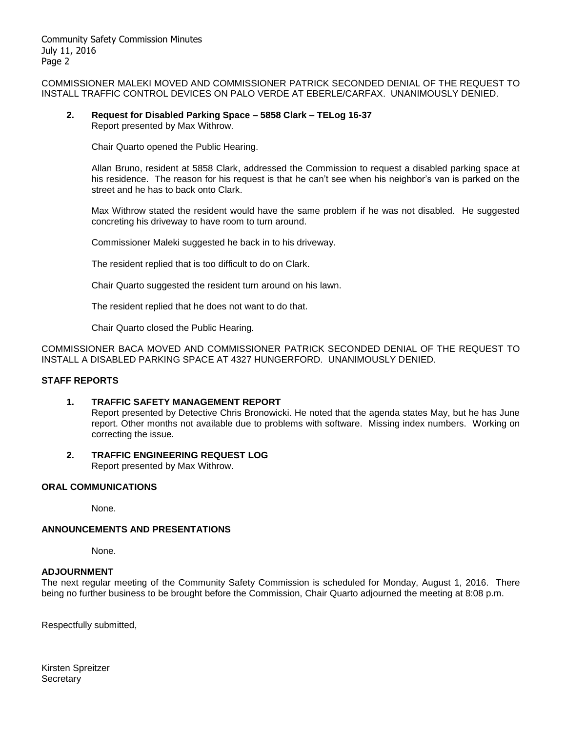COMMISSIONER MALEKI MOVED AND COMMISSIONER PATRICK SECONDED DENIAL OF THE REQUEST TO INSTALL TRAFFIC CONTROL DEVICES ON PALO VERDE AT EBERLE/CARFAX. UNANIMOUSLY DENIED.

**2. Request for Disabled Parking Space – 5858 Clark – TELog 16-37**
Report presented by Max Withrow.

Chair Quarto opened the Public Hearing.

Allan Bruno, resident at 5858 Clark, addressed the Commission to request a disabled parking space at his residence. The reason for his request is that he can't see when his neighbor's van is parked on the street and he has to back onto Clark.

Max Withrow stated the resident would have the same problem if he was not disabled. He suggested concreting his driveway to have room to turn around.

Commissioner Maleki suggested he back in to his driveway.

The resident replied that is too difficult to do on Clark.

Chair Quarto suggested the resident turn around on his lawn.

The resident replied that he does not want to do that.

Chair Quarto closed the Public Hearing.

COMMISSIONER BACA MOVED AND COMMISSIONER PATRICK SECONDED DENIAL OF THE REQUEST TO INSTALL A DISABLED PARKING SPACE AT 4327 HUNGERFORD. UNANIMOUSLY DENIED.

### STAFF REPORTS

**1. TRAFFIC SAFETY MANAGEMENT REPORT**
Report presented by Detective Chris Bronowicki. He noted that the agenda states May, but he has June report. Other months not available due to problems with software. Missing index numbers. Working on correcting the issue.

**2. TRAFFIC ENGINEERING REQUEST LOG**
Report presented by Max Withrow.

### ORAL COMMUNICATIONS

None.

### ANNOUNCEMENTS AND PRESENTATIONS

None.

### ADJOURNMENT

The next regular meeting of the Community Safety Commission is scheduled for Monday, August 1, 2016. There being no further business to be brought before the Commission, Chair Quarto adjourned the meeting at 8:08 p.m.

Respectfully submitted,

Kirsten Spreitzer
Secretary